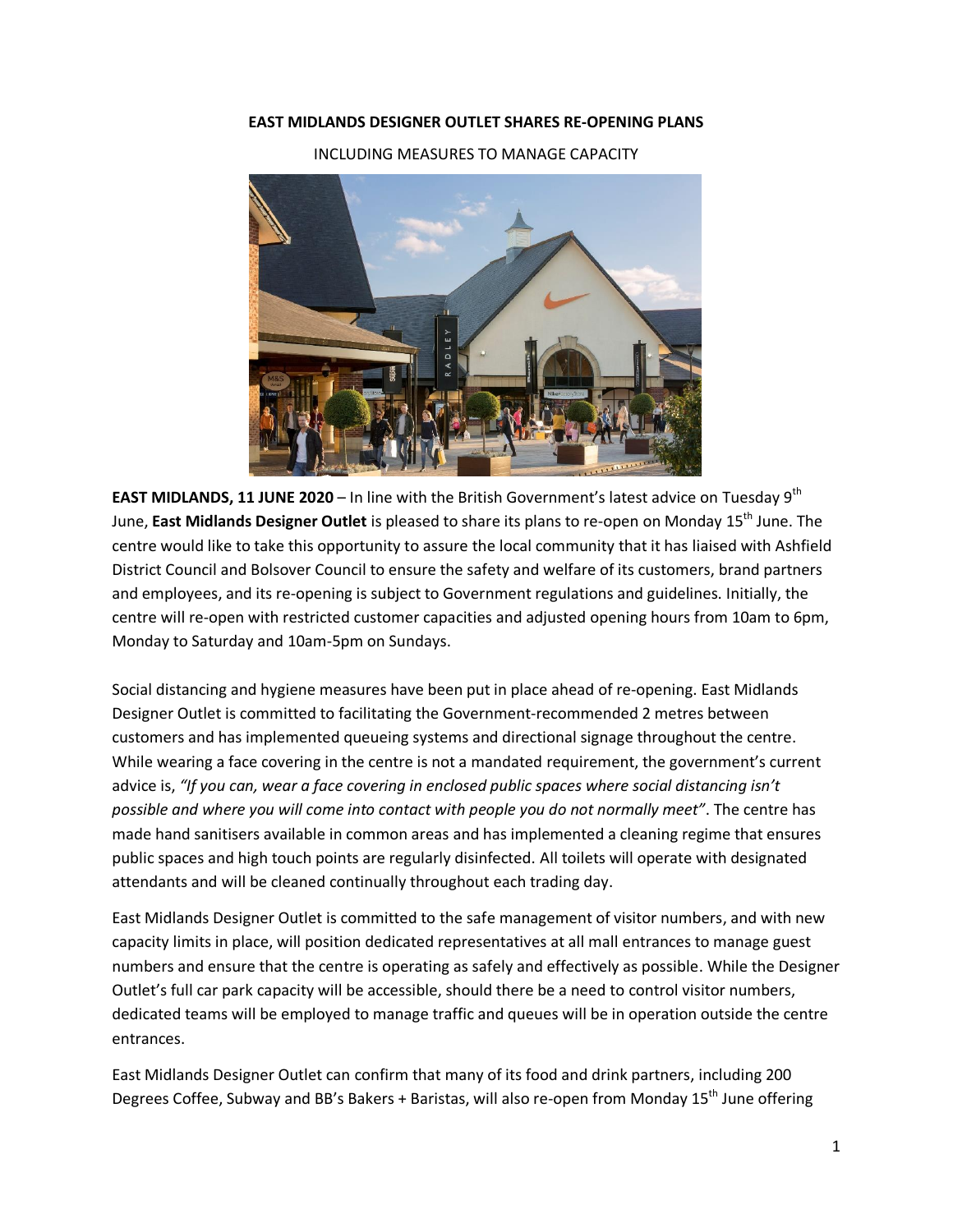**EAST MIDLANDS DESIGNER OUTLET SHARES RE-OPENING PLANS**

INCLUDING MEASURES TO MANAGE CAPACITY

**EAST MIDLANDS, 11 JUNE 2020** – In line with the British Government's latest advice on Tuesday 9th June, **East Midlands Designer Outlet** is pleased to share its plans to re-open on Monday 15th June. The centre would like to take this opportunity to assure the local community that it has liaised with Ashfield District Council and Bolsover Council to ensure the safety and welfare of its customers, brand partners and employees, and its re-opening is subject to Government regulations and guidelines. Initially, the centre will re-open with restricted customer capacities and adjusted opening hours from 10am to 6pm, Monday to Saturday and 10am-5pm on Sundays.

Social distancing and hygiene measures have been put in place ahead of re-opening. East Midlands Designer Outlet is committed to facilitating the Government-recommended 2 metres between customers and has implemented queueing systems and directional signage throughout the centre. While wearing a face covering in the centre is not a mandated requirement, the government's current advice is, *"If you can, wear a face covering in enclosed public spaces where social distancing isn't possible and where you will come into contact with people you do not normally meet"*. The centre has made hand sanitisers available in common areas and has implemented a cleaning regime that ensures public spaces and high touch points are regularly disinfected. All toilets will operate with designated attendants and will be cleaned continually throughout each trading day.

East Midlands Designer Outlet is committed to the safe management of visitor numbers, and with new capacity limits in place, will position dedicated representatives at all mall entrances to manage guest numbers and ensure that the centre is operating as safely and effectively as possible. While the Designer Outlet's full car park capacity will be accessible, should there be a need to control visitor numbers, dedicated teams will be employed to manage traffic and queues will be in operation outside the centre entrances.

East Midlands Designer Outlet can confirm that many of its food and drink partners, including 200 Degrees Coffee, Subway and BB's Bakers + Baristas, will also re-open from Monday 15th June offering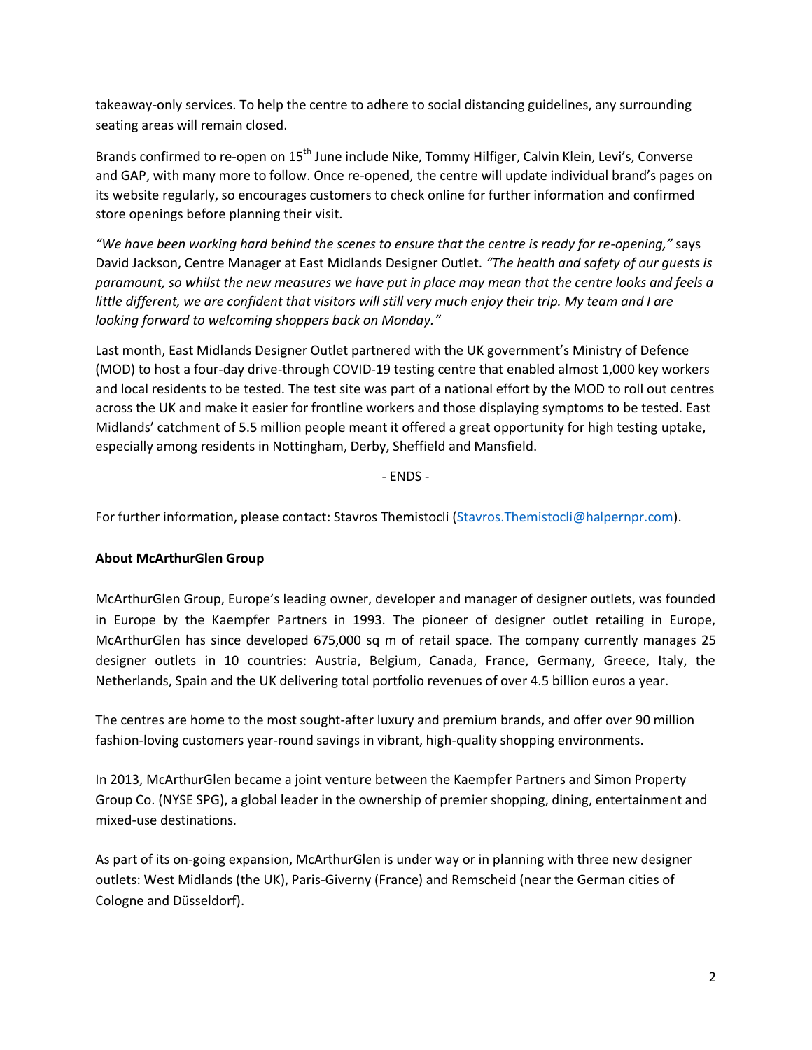takeaway-only services. To help the centre to adhere to social distancing guidelines, any surrounding seating areas will remain closed.

Brands confirmed to re-open on 15th June include Nike, Tommy Hilfiger, Calvin Klein, Levi's, Converse and GAP, with many more to follow. Once re-opened, the centre will update individual brand's pages on its website regularly, so encourages customers to check online for further information and confirmed store openings before planning their visit.

*"We have been working hard behind the scenes to ensure that the centre is ready for re-opening,"* says David Jackson, Centre Manager at East Midlands Designer Outlet. *"The health and safety of our guests is paramount, so whilst the new measures we have put in place may mean that the centre looks and feels a little different, we are confident that visitors will still very much enjoy their trip. My team and I are looking forward to welcoming shoppers back on Monday."*

Last month, East Midlands Designer Outlet partnered with the UK government's Ministry of Defence (MOD) to host a four-day drive-through COVID-19 testing centre that enabled almost 1,000 key workers and local residents to be tested. The test site was part of a national effort by the MOD to roll out centres across the UK and make it easier for frontline workers and those displaying symptoms to be tested. East Midlands' catchment of 5.5 million people meant it offered a great opportunity for high testing uptake, especially among residents in Nottingham, Derby, Sheffield and Mansfield.

- ENDS -

For further information, please contact: Stavros Themistocli (Stavros.Themistocli@halpernpr.com).

**About McArthurGlen Group**

McArthurGlen Group, Europe's leading owner, developer and manager of designer outlets, was founded in Europe by the Kaempfer Partners in 1993. The pioneer of designer outlet retailing in Europe, McArthurGlen has since developed 675,000 sq m of retail space. The company currently manages 25 designer outlets in 10 countries: Austria, Belgium, Canada, France, Germany, Greece, Italy, the Netherlands, Spain and the UK delivering total portfolio revenues of over 4.5 billion euros a year.

The centres are home to the most sought-after luxury and premium brands, and offer over 90 million fashion-loving customers year-round savings in vibrant, high-quality shopping environments.

In 2013, McArthurGlen became a joint venture between the Kaempfer Partners and Simon Property Group Co. (NYSE SPG), a global leader in the ownership of premier shopping, dining, entertainment and mixed-use destinations.

As part of its on-going expansion, McArthurGlen is under way or in planning with three new designer outlets: West Midlands (the UK), Paris-Giverny (France) and Remscheid (near the German cities of Cologne and Düsseldorf).